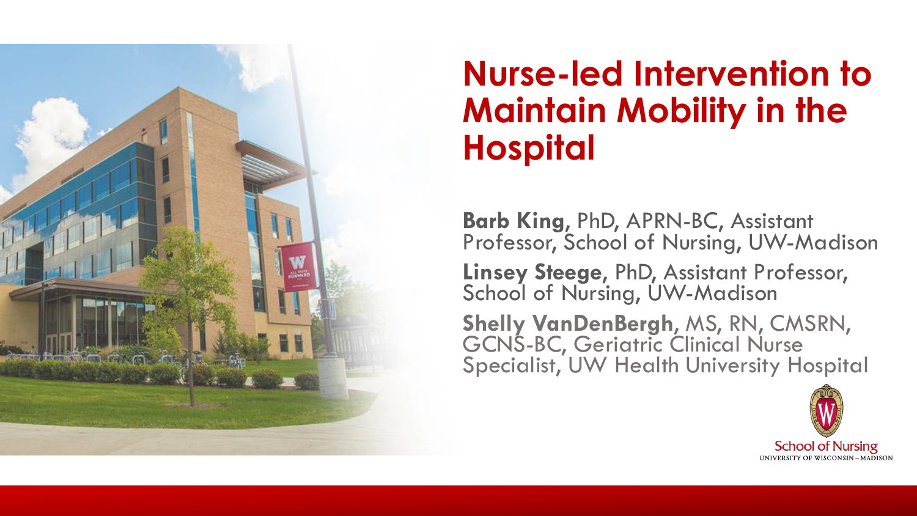# Nurse-led Intervention to Maintain Mobility in the Hospital

**Barb King**, PhD, APRN-BC, Assistant Professor, School of Nursing, UW-Madison

**Linsey Steege**, PhD, Assistant Professor, School of Nursing, UW-Madison

**Shelly VanDenBergh**, MS, RN, CMSRN, GCNS-BC, Geriatric Clinical Nurse Specialist, UW Health University Hospital

School of Nursing
UNIVERSITY OF WISCONSIN–MADISON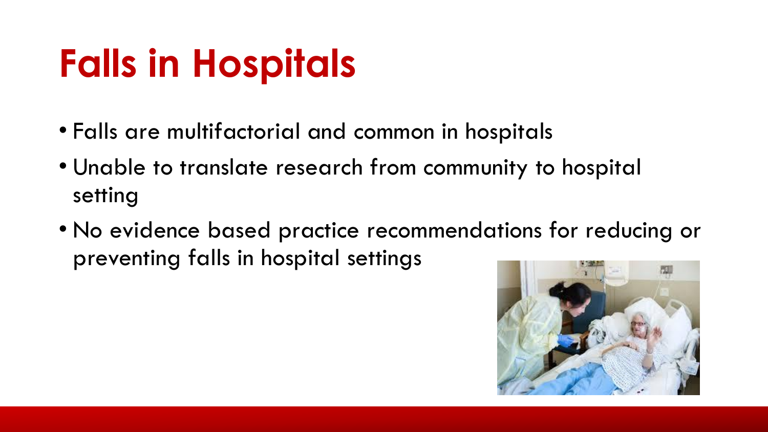# Falls in Hospitals

- Falls are multifactorial and common in hospitals
- Unable to translate research from community to hospital setting
- No evidence based practice recommendations for reducing or preventing falls in hospital settings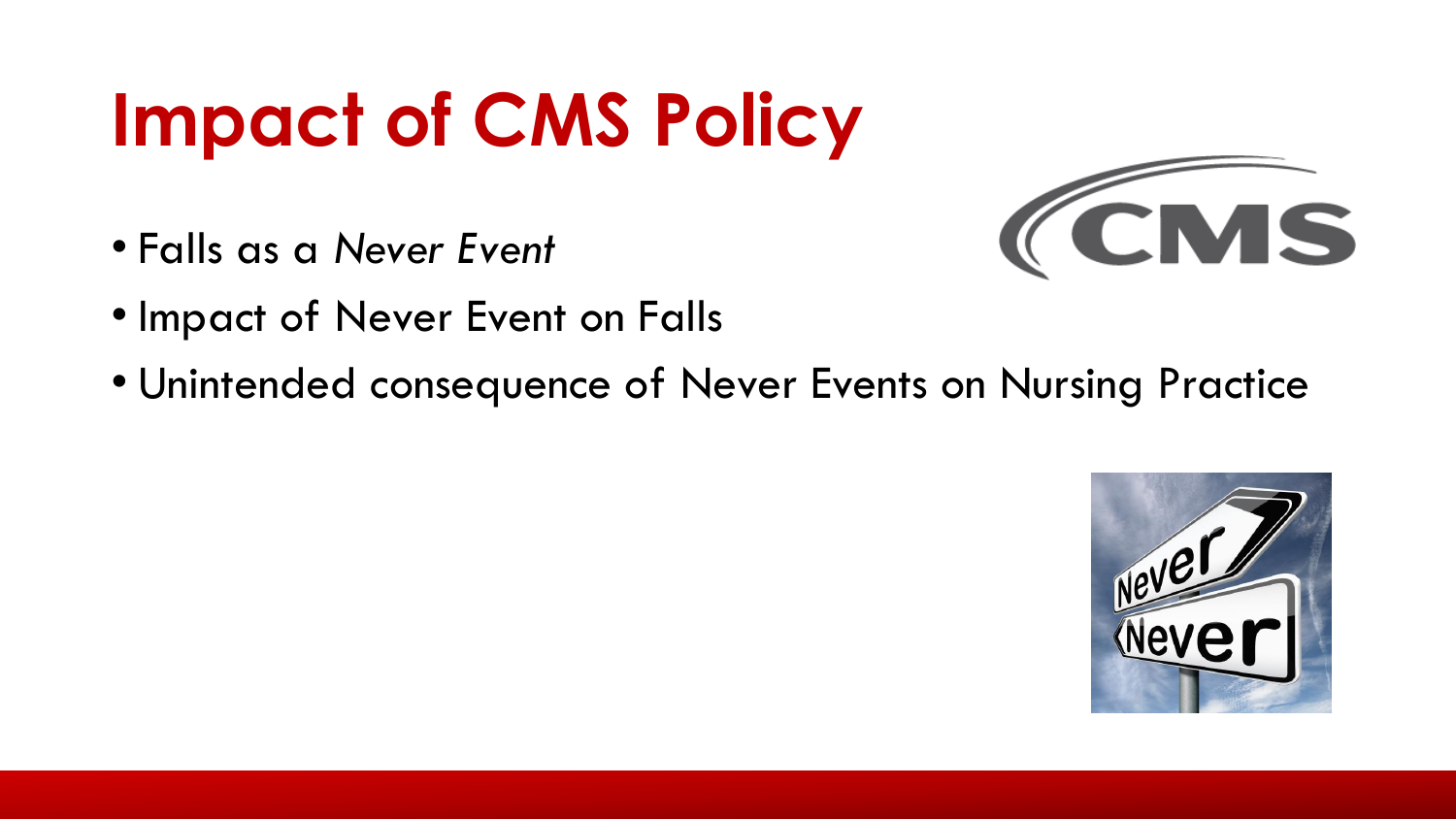# Impact of CMS Policy

- Falls as a *Never Event*
- Impact of Never Event on Falls
- Unintended consequence of Never Events on Nursing Practice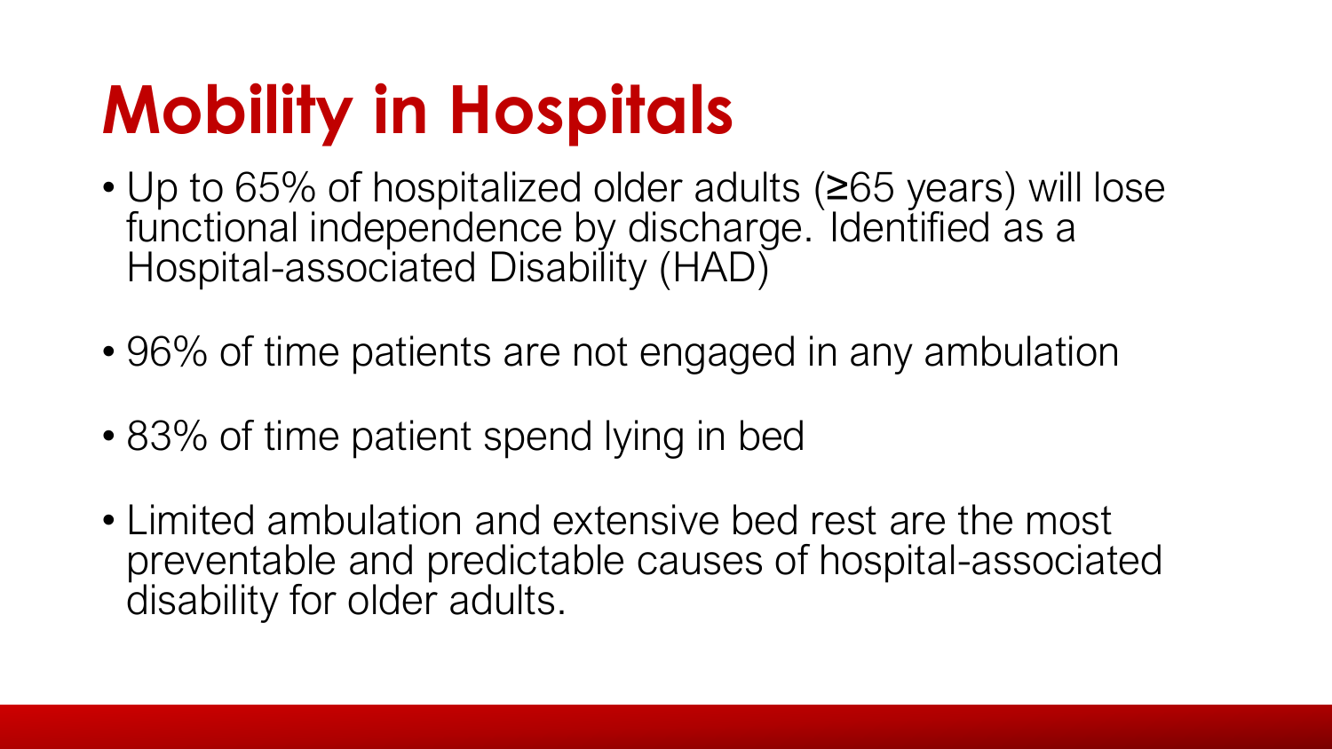# Mobility in Hospitals

- Up to 65% of hospitalized older adults (≥65 years) will lose functional independence by discharge. Identified as a Hospital-associated Disability (HAD)
- 96% of time patients are not engaged in any ambulation
- 83% of time patient spend lying in bed
- Limited ambulation and extensive bed rest are the most preventable and predictable causes of hospital-associated disability for older adults.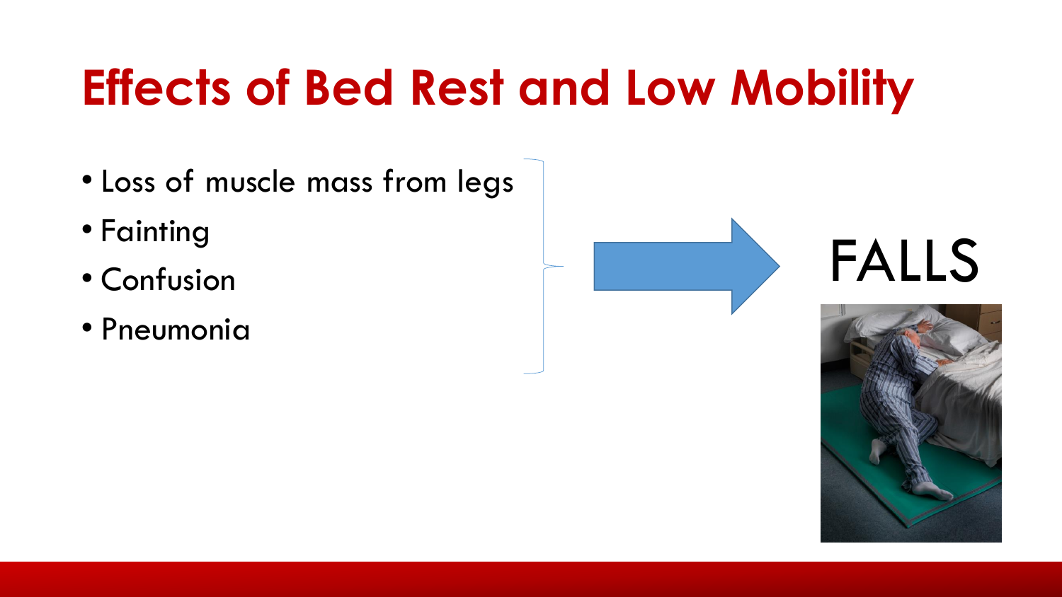# Effects of Bed Rest and Low Mobility

- Loss of muscle mass from legs
- Fainting
- Confusion
- Pneumonia

FALLS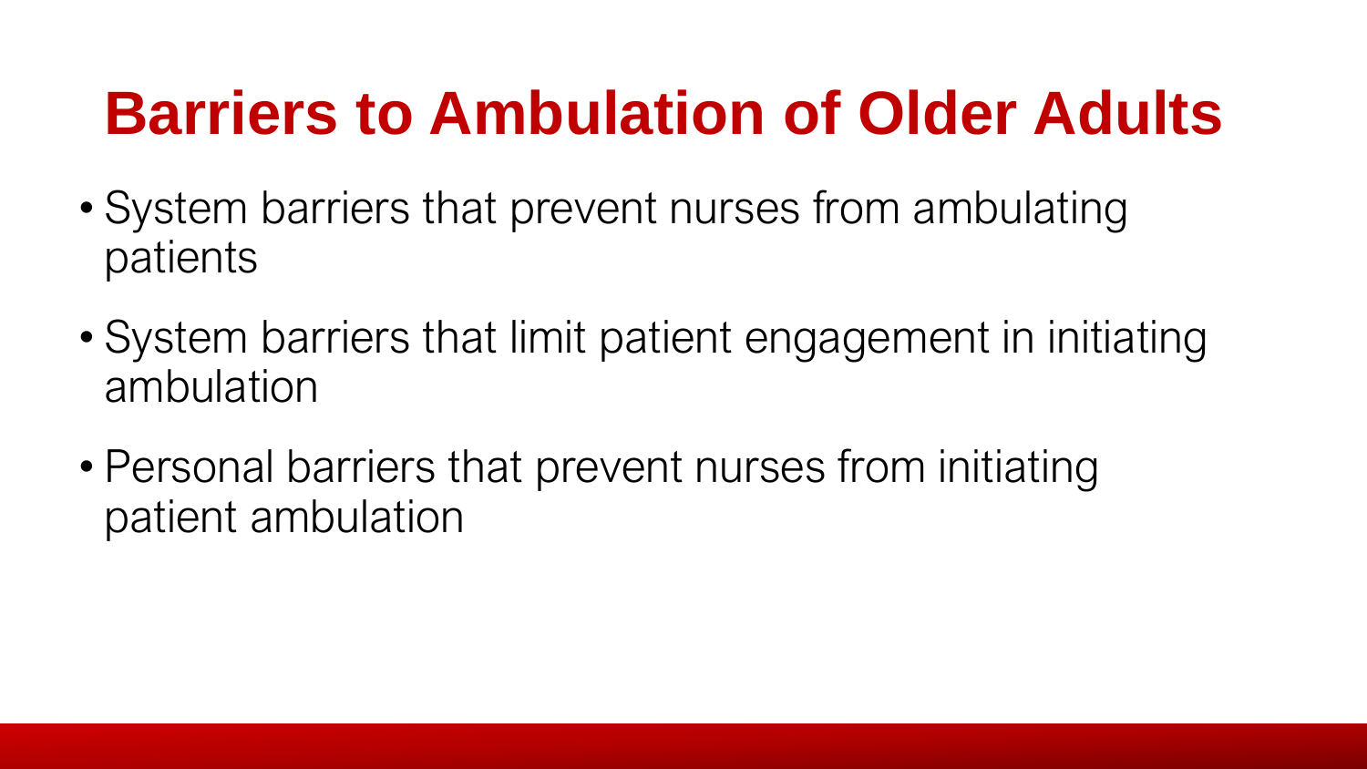# Barriers to Ambulation of Older Adults

- System barriers that prevent nurses from ambulating patients
- System barriers that limit patient engagement in initiating ambulation
- Personal barriers that prevent nurses from initiating patient ambulation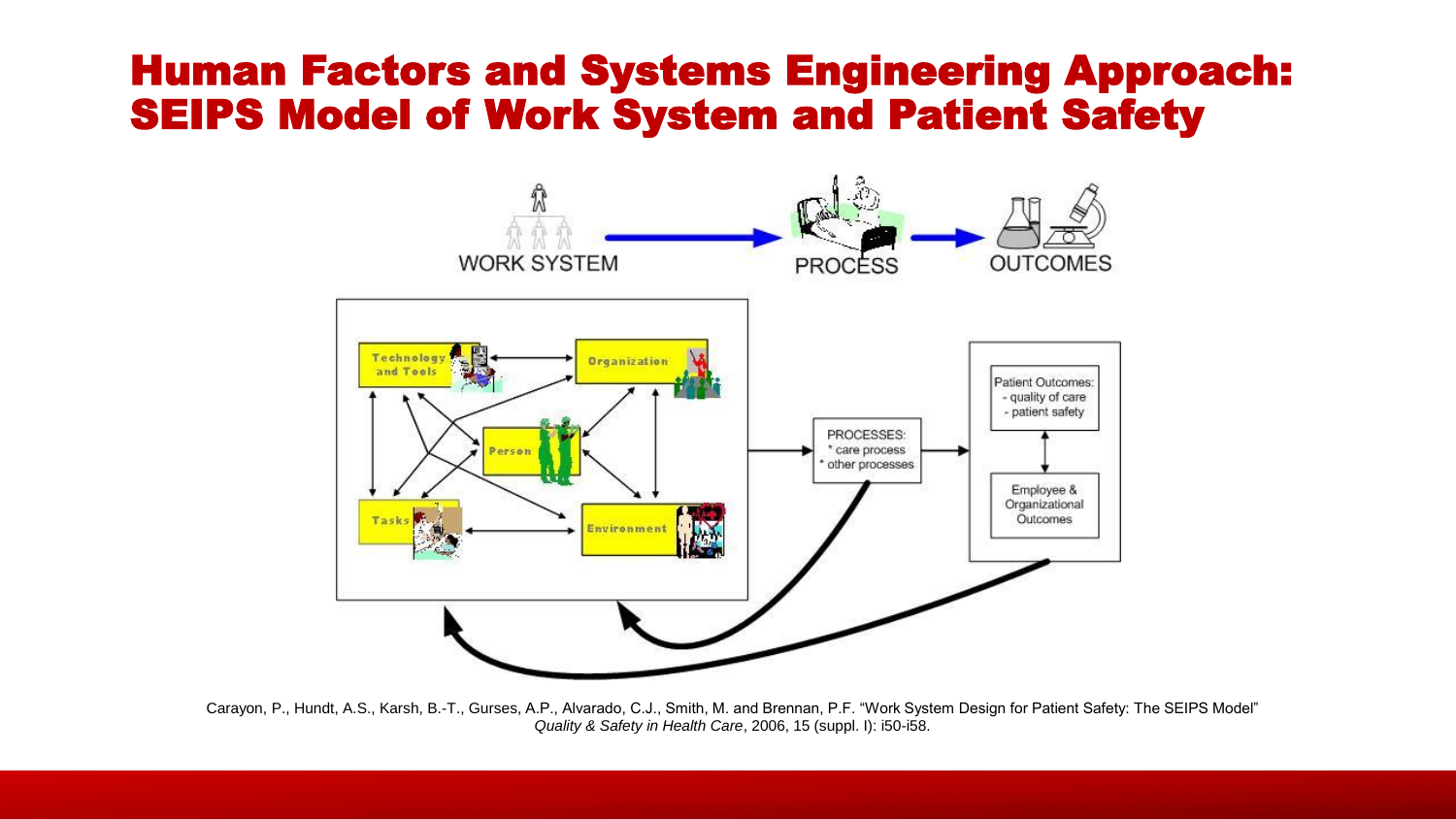# Human Factors and Systems Engineering Approach: SEIPS Model of Work System and Patient Safety

WORK SYSTEM → PROCESS → OUTCOMES

- Technology and Tools
- Organization
- Person
- Tasks
- Environment

PROCESSES:
* care process
* other processes

Patient Outcomes:
- quality of care
- patient safety

Employee & Organizational Outcomes

Carayon, P., Hundt, A.S., Karsh, B.-T., Gurses, A.P., Alvarado, C.J., Smith, M. and Brennan, P.F. "Work System Design for Patient Safety: The SEIPS Model" *Quality & Safety in Health Care*, 2006, 15 (suppl. I): i50-i58.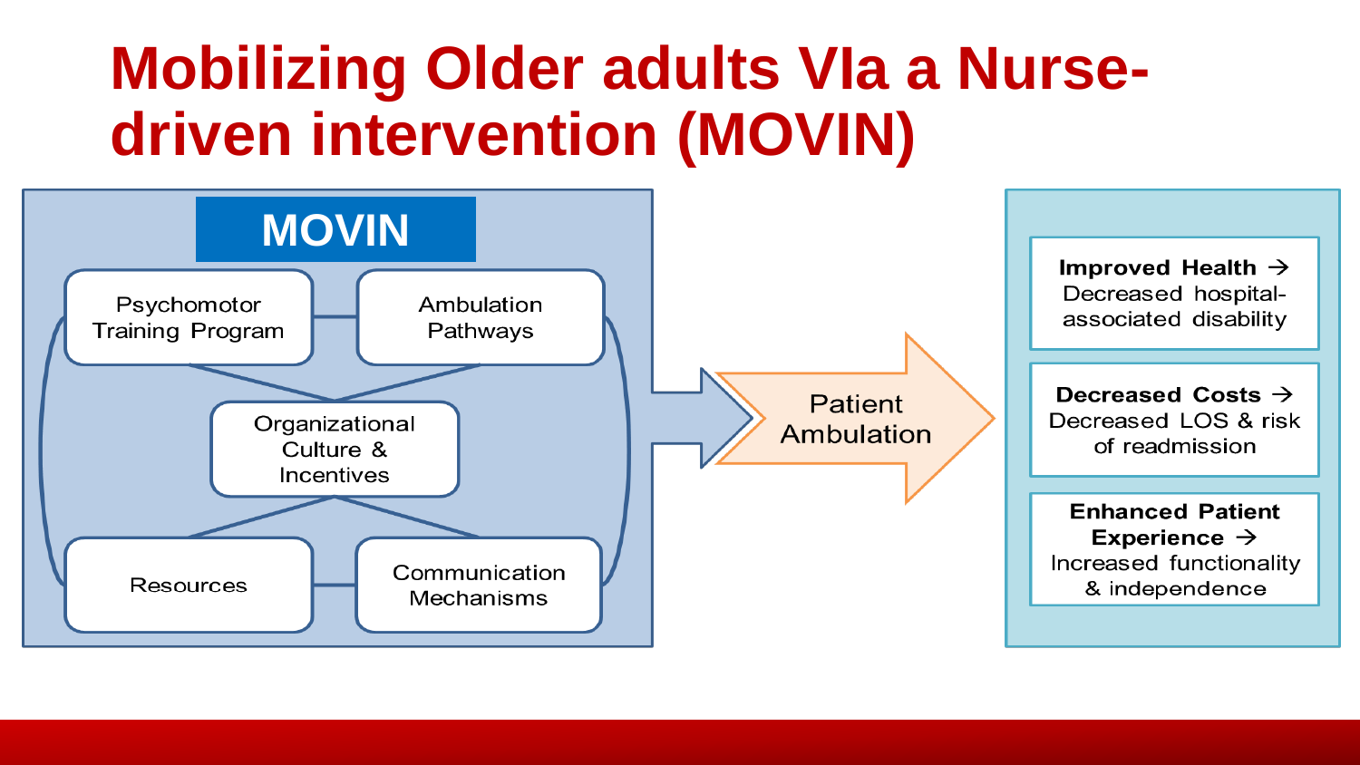# Mobilizing Older adults VIa a Nurse-driven intervention (MOVIN)

**MOVIN**

- Psychomotor Training Program
- Ambulation Pathways
- Organizational Culture & Incentives
- Resources
- Communication Mechanisms

Patient Ambulation

**Improved Health →** Decreased hospital-associated disability

**Decreased Costs →** Decreased LOS & risk of readmission

**Enhanced Patient Experience →** Increased functionality & independence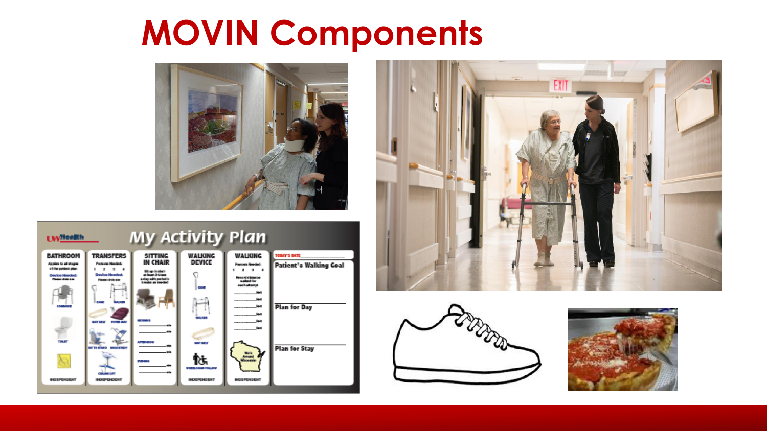# MOVIN Components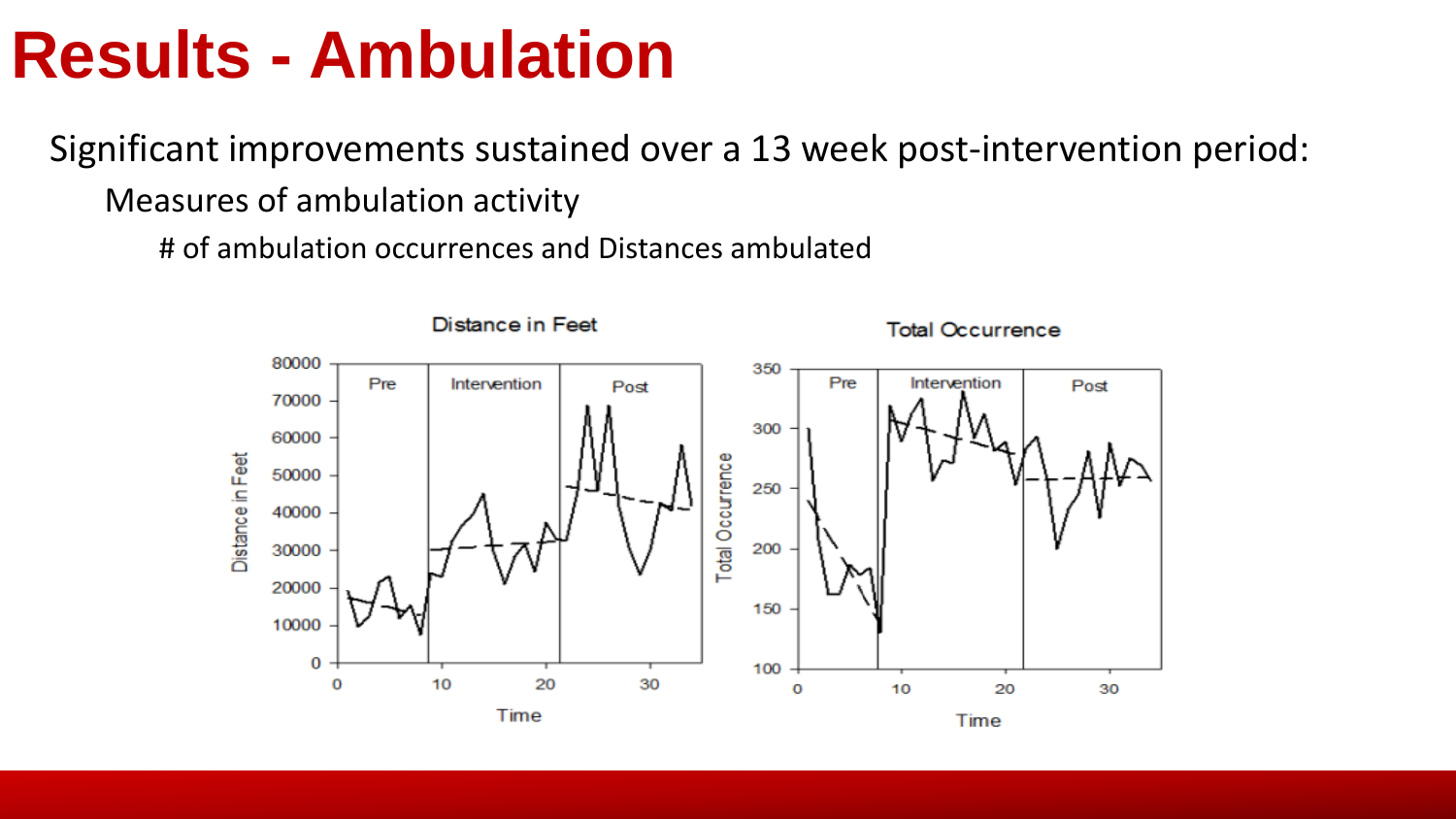# Results - Ambulation

Significant improvements sustained over a 13 week post-intervention period:

- Measures of ambulation activity
  - # of ambulation occurrences and Distances ambulated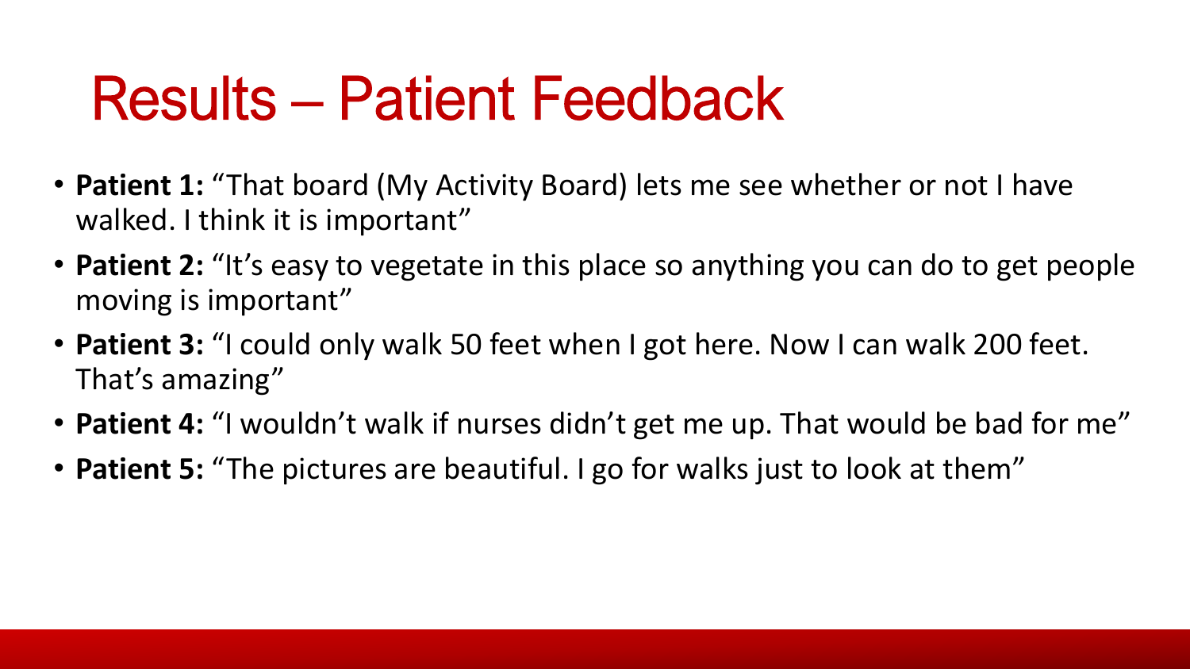# Results – Patient Feedback

- **Patient 1:** "That board (My Activity Board) lets me see whether or not I have walked. I think it is important"
- **Patient 2:** "It's easy to vegetate in this place so anything you can do to get people moving is important"
- **Patient 3:** "I could only walk 50 feet when I got here. Now I can walk 200 feet. That's amazing"
- **Patient 4:** "I wouldn't walk if nurses didn't get me up. That would be bad for me"
- **Patient 5:** "The pictures are beautiful. I go for walks just to look at them"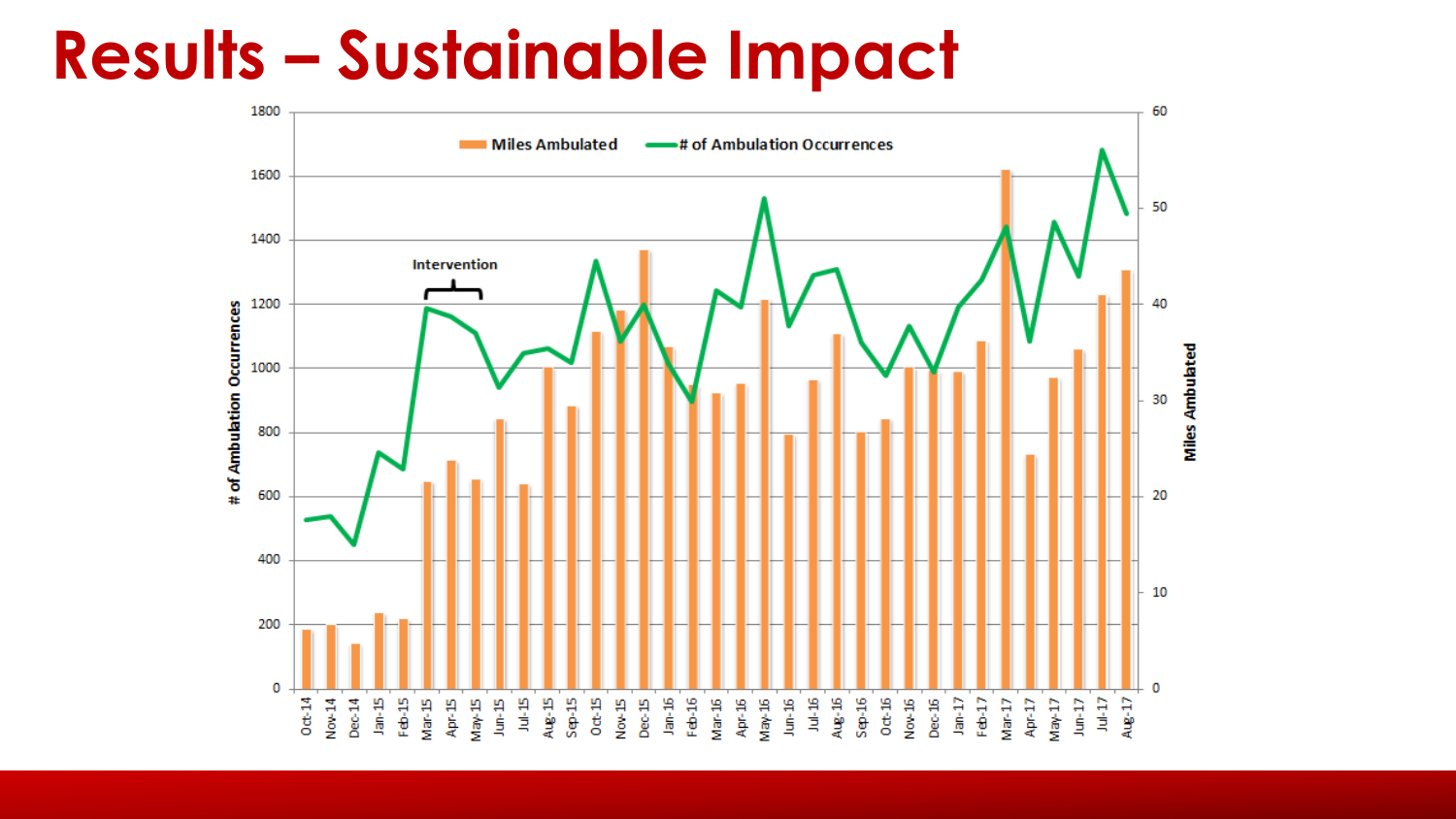# Results – Sustainable Impact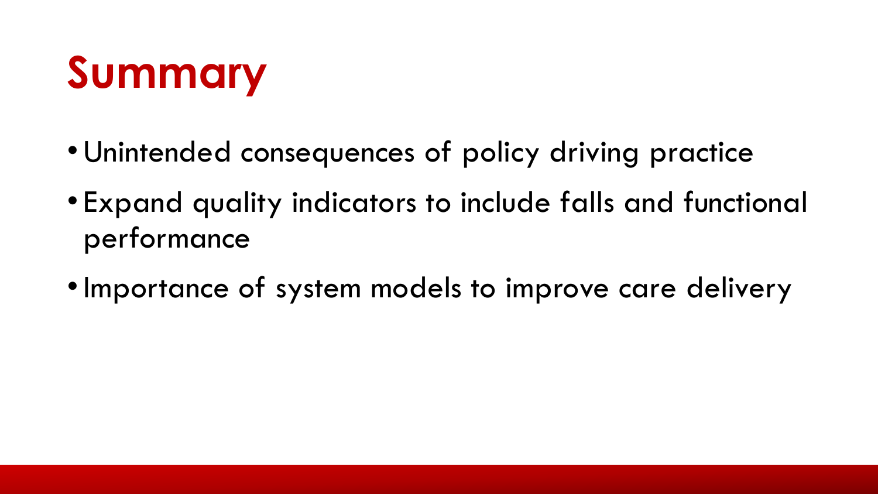# Summary

- Unintended consequences of policy driving practice
- Expand quality indicators to include falls and functional performance
- Importance of system models to improve care delivery